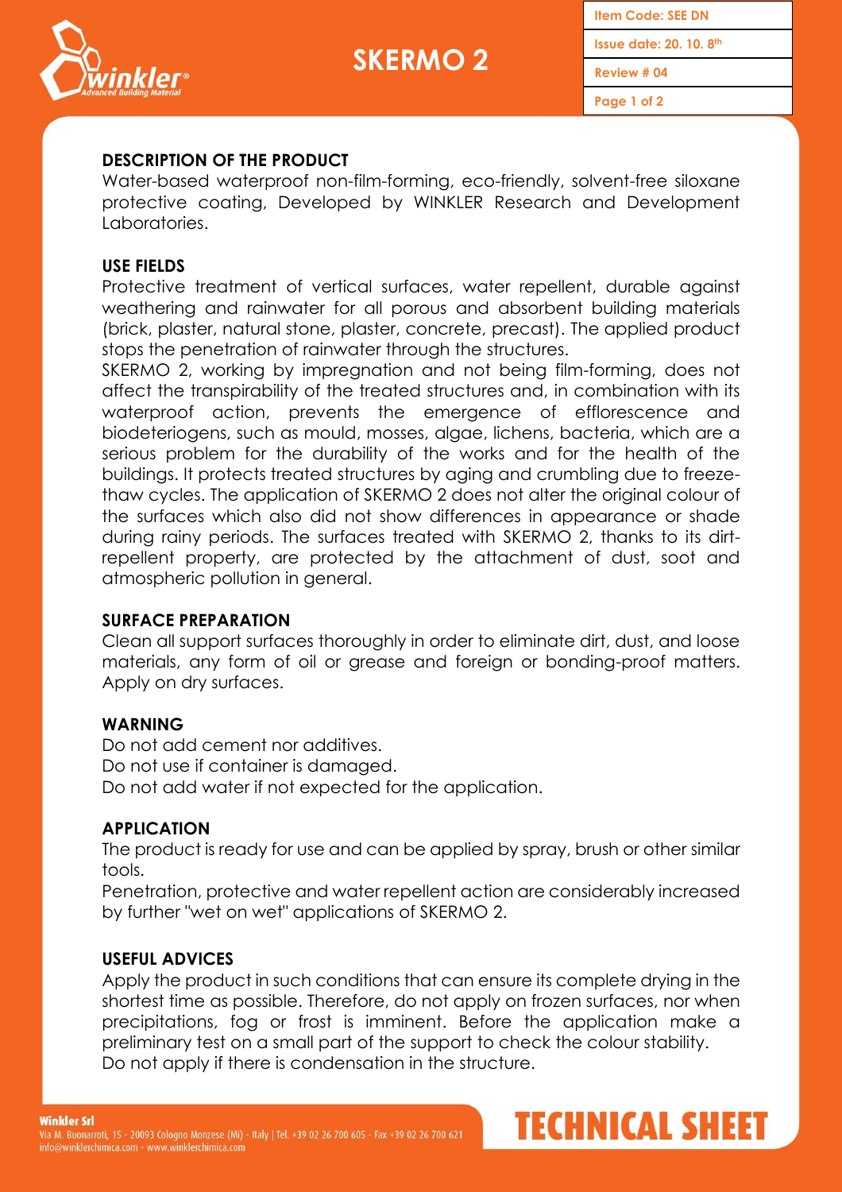# SKERMO 2

| Item Code: SEE DN |
|---|
| Issue date: 20. 10. 8th |
| Review # 04 |

## DESCRIPTION OF THE PRODUCT

Water-based waterproof non-film-forming, eco-friendly, solvent-free siloxane protective coating, Developed by WINKLER Research and Development Laboratories.

## USE FIELDS

Protective treatment of vertical surfaces, water repellent, durable against weathering and rainwater for all porous and absorbent building materials (brick, plaster, natural stone, plaster, concrete, precast). The applied product stops the penetration of rainwater through the structures.

SKERMO 2, working by impregnation and not being film-forming, does not affect the transpirability of the treated structures and, in combination with its waterproof action, prevents the emergence of efflorescence and biodeteriogens, such as mould, mosses, algae, lichens, bacteria, which are a serious problem for the durability of the works and for the health of the buildings. It protects treated structures by aging and crumbling due to freeze-thaw cycles. The application of SKERMO 2 does not alter the original colour of the surfaces which also did not show differences in appearance or shade during rainy periods. The surfaces treated with SKERMO 2, thanks to its dirt-repellent property, are protected by the attachment of dust, soot and atmospheric pollution in general.

## SURFACE PREPARATION

Clean all support surfaces thoroughly in order to eliminate dirt, dust, and loose materials, any form of oil or grease and foreign or bonding-proof matters. Apply on dry surfaces.

## WARNING

Do not add cement nor additives.
Do not use if container is damaged.
Do not add water if not expected for the application.

## APPLICATION

The product is ready for use and can be applied by spray, brush or other similar tools.

Penetration, protective and water repellent action are considerably increased by further "wet on wet" applications of SKERMO 2.

## USEFUL ADVICES

Apply the product in such conditions that can ensure its complete drying in the shortest time as possible. Therefore, do not apply on frozen surfaces, nor when precipitations, fog or frost is imminent. Before the application make a preliminary test on a small part of the support to check the colour stability.
Do not apply if there is condensation in the structure.

**Winkler Srl**
Via M. Buonarroti, 15 - 20093 Cologno Monzese (Mi) - Italy | Tel. +39 02 26 700 605 - Fax +39 02 26 700 621
info@winklerchimica.com - www.winklerchimica.com

TECHNICAL SHEET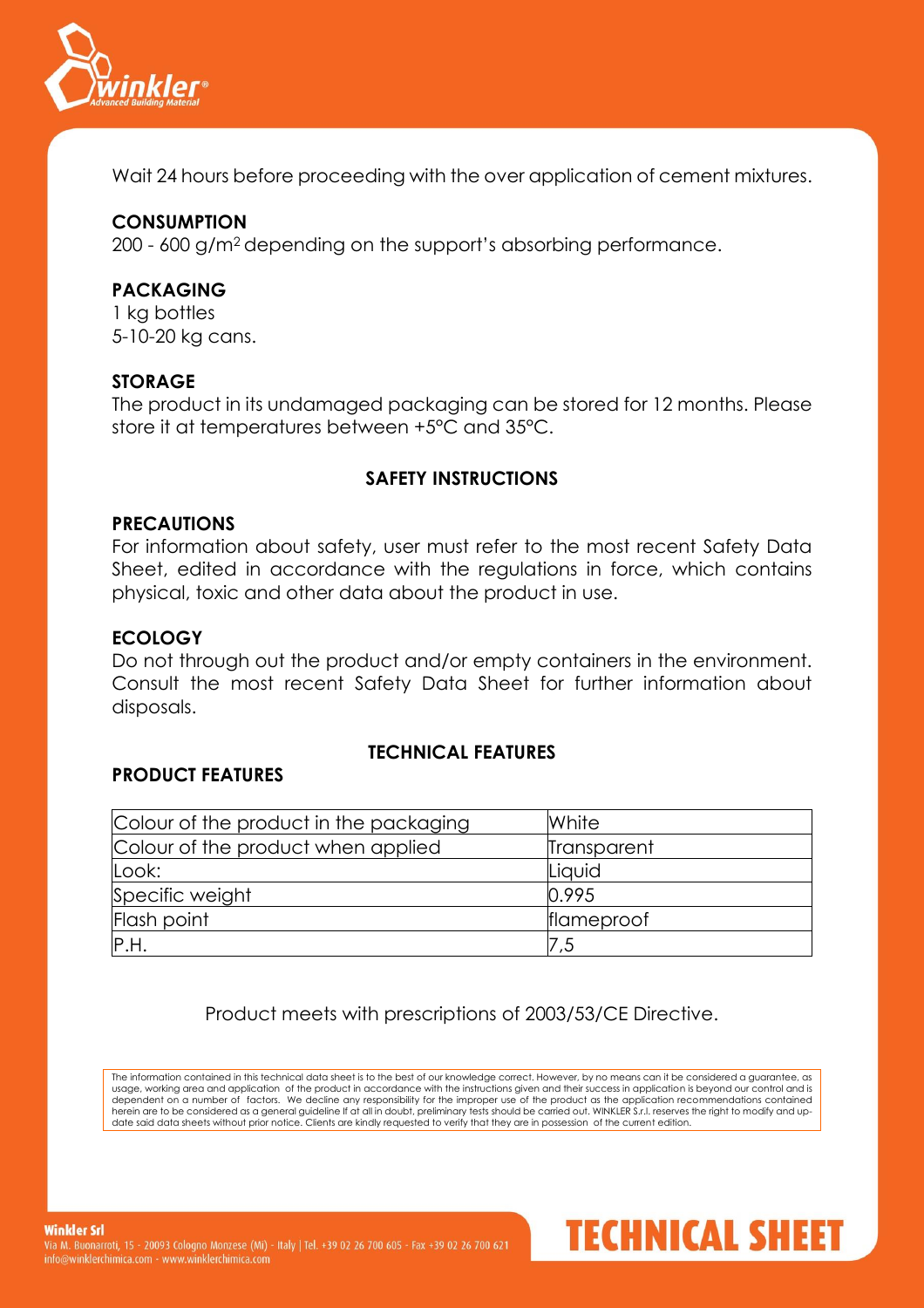Wait 24 hours before proceeding with the over application of cement mixtures.

**CONSUMPTION**
200 - 600 g/m$^2$ depending on the support's absorbing performance.

**PACKAGING**
1 kg bottles
5-10-20 kg cans.

**STORAGE**
The product in its undamaged packaging can be stored for 12 months. Please store it at temperatures between +5°C and 35°C.

## SAFETY INSTRUCTIONS

**PRECAUTIONS**
For information about safety, user must refer to the most recent Safety Data Sheet, edited in accordance with the regulations in force, which contains physical, toxic and other data about the product in use.

**ECOLOGY**
Do not through out the product and/or empty containers in the environment. Consult the most recent Safety Data Sheet for further information about disposals.

## TECHNICAL FEATURES

**PRODUCT FEATURES**

| | |
|---|---|
| Colour of the product in the packaging | White |
| Colour of the product when applied | Transparent |
| Look: | Liquid |
| Specific weight | 0.995 |
| Flash point | flameproof |
| P.H. | 7,5 |

Product meets with prescriptions of 2003/53/CE Directive.

The information contained in this technical data sheet is to the best of our knowledge correct. However, by no means can it be considered a guarantee, as usage, working area and application of the product in accordance with the instructions given and their success in application is beyond our control and is dependent on a number of factors. We decline any responsibility for the improper use of the product as the application recommendations contained herein are to be considered as a general guideline If at all in doubt, preliminary tests should be carried out. WINKLER S.r.l. reserves the right to modify and up-date said data sheets without prior notice. Clients are kindly requested to verify that they are in possession of the current edition.

**Winkler Srl**
Via M. Buonarroti, 15 - 20093 Cologno Monzese (Mi) - Italy | Tel. +39 02 26 700 605 - Fax +39 02 26 700 621
info@winklerchimica.com - www.winklerchimica.com

TECHNICAL SHEET